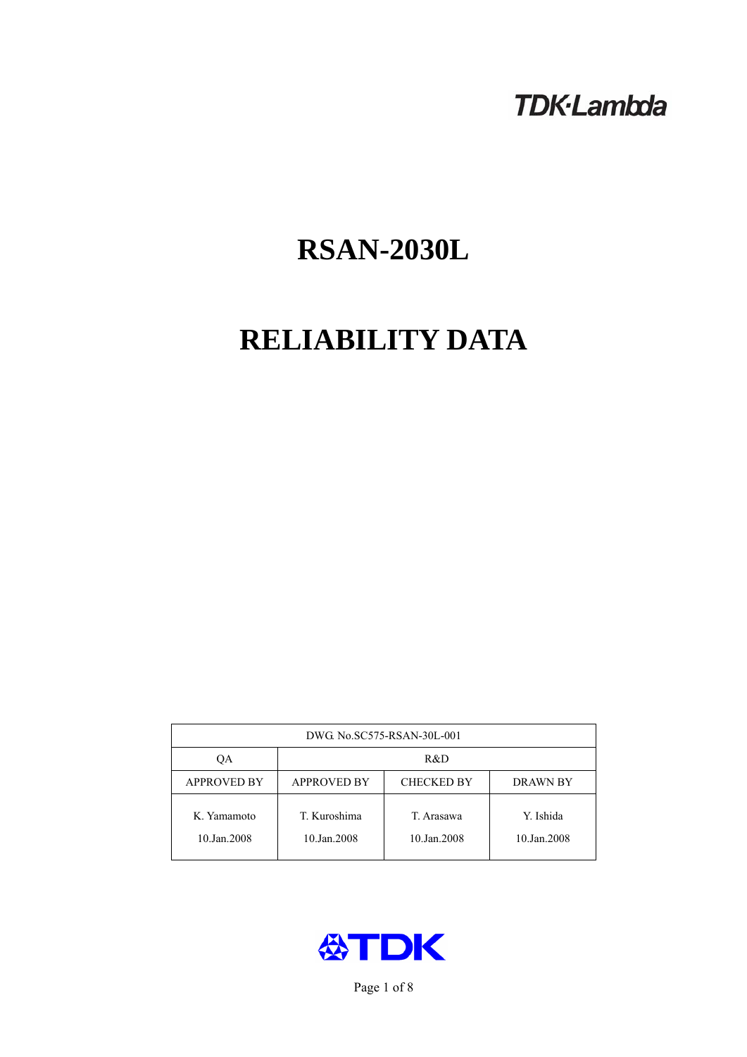TDK·Lambda

# RSAN-2030L

# RELIABILITY DATA

| DWG. No.SC575-RSAN-30L-001 | | | |
|---|---|---|---|
| QA | R&D | | |
| APPROVED BY | APPROVED BY | CHECKED BY | DRAWN BY |
| K. Yamamoto<br>10.Jan.2008 | T. Kuroshima<br>10.Jan.2008 | T. Arasawa<br>10.Jan.2008 | Y. Ishida<br>10.Jan.2008 |

TDK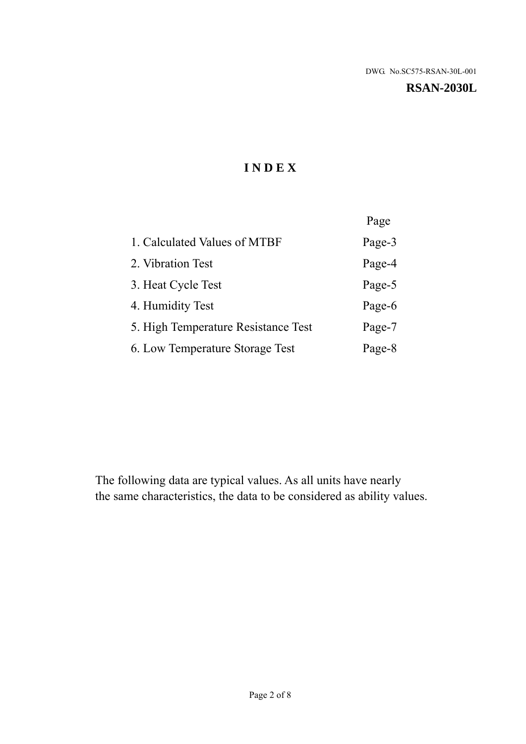DWG. No.SC575-RSAN-30L-001

**RSAN-2030L**

# INDEX

| | Page |
|---|---|
| 1. Calculated Values of MTBF | Page-3 |
| 2. Vibration Test | Page-4 |
| 3. Heat Cycle Test | Page-5 |
| 4. Humidity Test | Page-6 |
| 5. High Temperature Resistance Test | Page-7 |
| 6. Low Temperature Storage Test | Page-8 |

The following data are typical values. As all units have nearly the same characteristics, the data to be considered as ability values.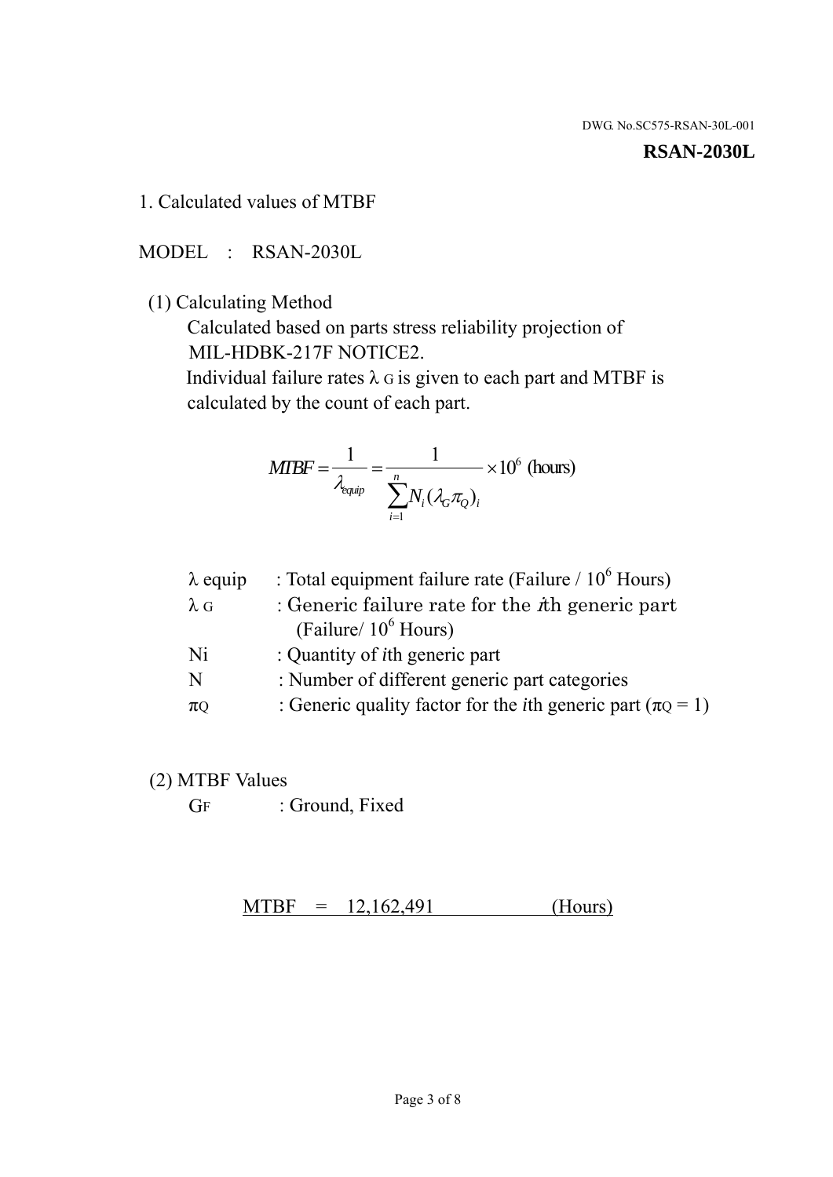DWG. No.SC575-RSAN-30L-001

**RSAN-2030L**

## 1. Calculated values of MTBF

MODEL : RSAN-2030L

(1) Calculating Method

Calculated based on parts stress reliability projection of MIL-HDBK-217F NOTICE2.

Individual failure rates $\lambda_G$ is given to each part and MTBF is calculated by the count of each part.

$$MTBF = \frac{1}{\lambda_{equip}} = \frac{1}{\sum_{i=1}^{n} N_i (\lambda_G \pi_Q)_i} \times 10^6 \text{ (hours)}$$

| | |
|---|---|
| $\lambda$ equip | : Total equipment failure rate (Failure / $10^6$ Hours) |
| $\lambda_G$ | : Generic failure rate for the $i$th generic part (Failure/ $10^6$ Hours) |
| Ni | : Quantity of $i$th generic part |
| N | : Number of different generic part categories |
| $\pi_Q$ | : Generic quality factor for the $i$th generic part ($\pi_Q = 1$) |

(2) MTBF Values

$G_F$ : Ground, Fixed

MTBF = 12,162,491 (Hours)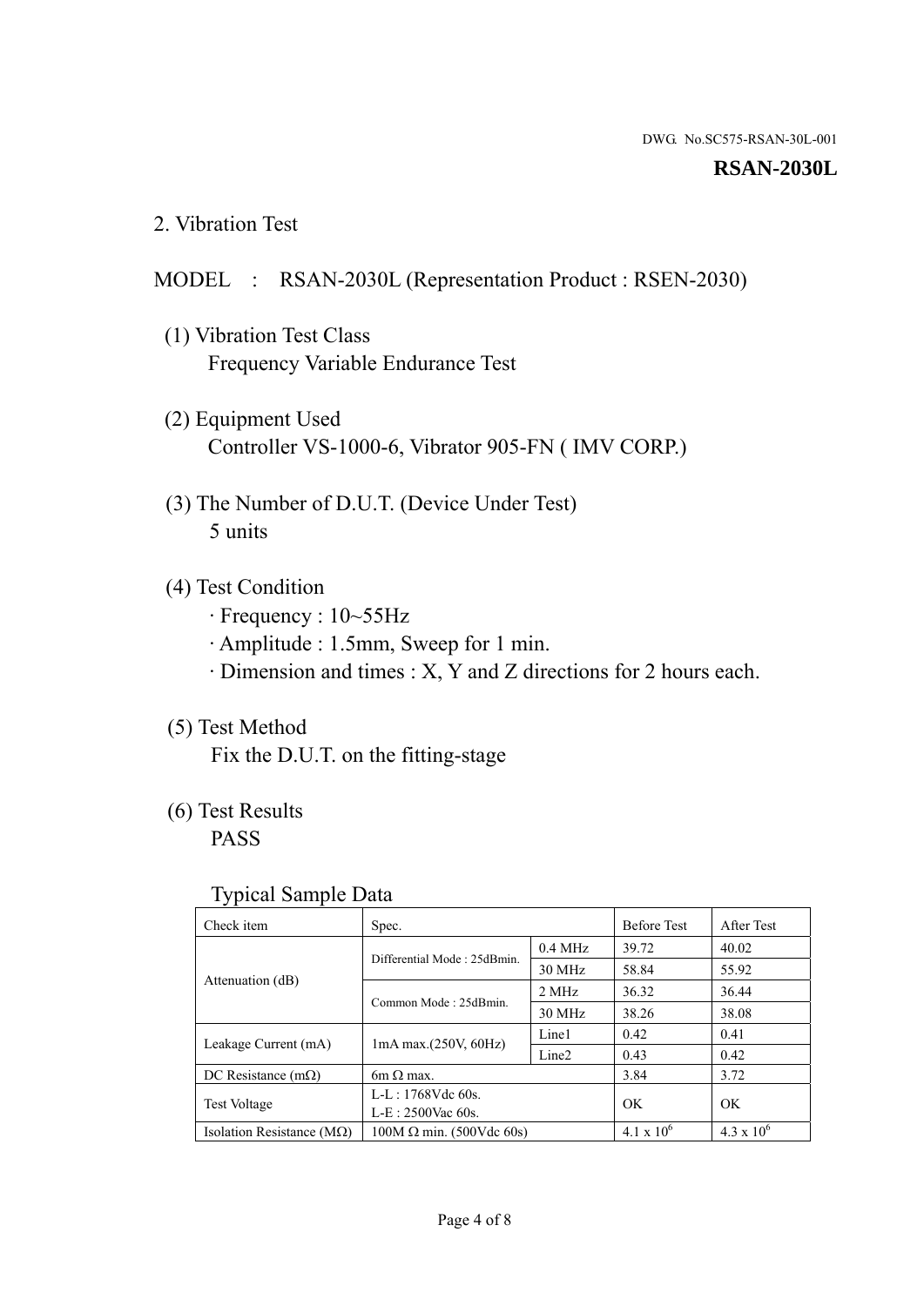DWG. No.SC575-RSAN-30L-001

**RSAN-2030L**

## 2. Vibration Test

MODEL : RSAN-2030L (Representation Product : RSEN-2030)

(1) Vibration Test Class
Frequency Variable Endurance Test

(2) Equipment Used
Controller VS-1000-6, Vibrator 905-FN ( IMV CORP.)

(3) The Number of D.U.T. (Device Under Test)
5 units

(4) Test Condition
· Frequency : 10~55Hz
· Amplitude : 1.5mm, Sweep for 1 min.
· Dimension and times : X, Y and Z directions for 2 hours each.

(5) Test Method
Fix the D.U.T. on the fitting-stage

(6) Test Results
PASS

Typical Sample Data

| Check item | Spec. | | Before Test | After Test |
|---|---|---|---|---|
| Attenuation (dB) | Differential Mode : 25dBmin. | 0.4 MHz | 39.72 | 40.02 |
| | | 30 MHz | 58.84 | 55.92 |
| | Common Mode : 25dBmin. | 2 MHz | 36.32 | 36.44 |
| | | 30 MHz | 38.26 | 38.08 |
| Leakage Current (mA) | 1mA max.(250V, 60Hz) | Line1 | 0.42 | 0.41 |
| | | Line2 | 0.43 | 0.42 |
| DC Resistance (mΩ) | 6m Ω max. | | 3.84 | 3.72 |
| Test Voltage | L-L : 1768Vdc 60s.<br>L-E : 2500Vac 60s. | | OK | OK |
| Isolation Resistance (MΩ) | 100M Ω min. (500Vdc 60s) | | $4.1 \times 10^6$ | $4.3 \times 10^6$ |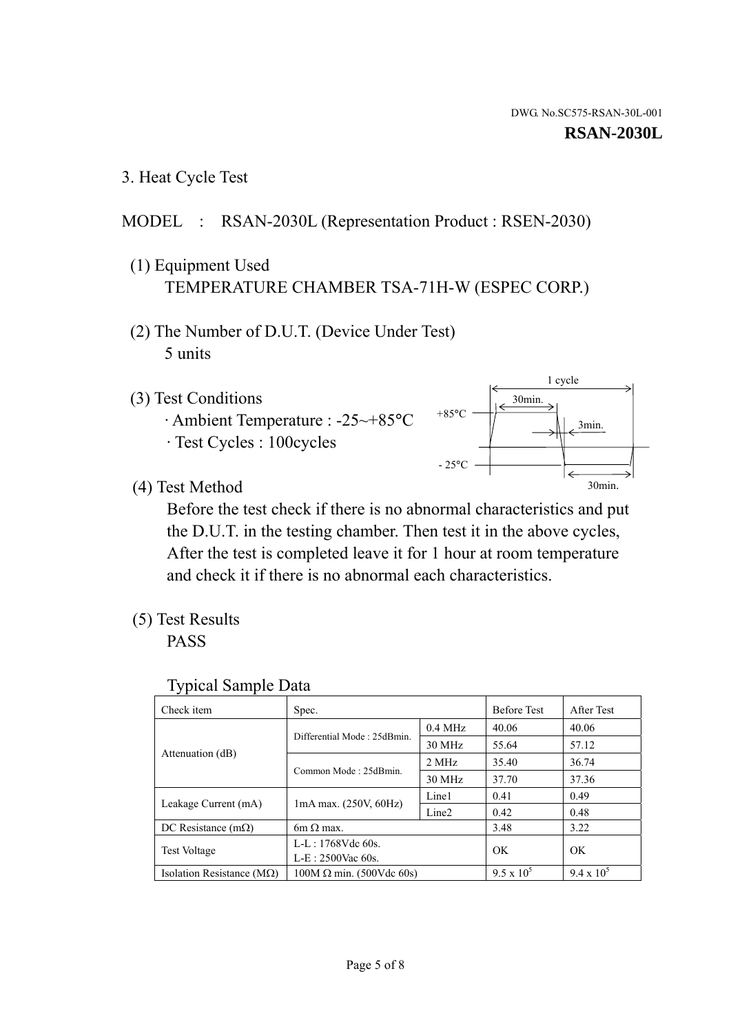DWG. No.SC575-RSAN-30L-001

**RSAN-2030L**

3. Heat Cycle Test

MODEL : RSAN-2030L (Representation Product : RSEN-2030)

(1) Equipment Used
TEMPERATURE CHAMBER TSA-71H-W (ESPEC CORP.)

(2) The Number of D.U.T. (Device Under Test)
5 units

(3) Test Conditions
· Ambient Temperature : -25~+85°C
· Test Cycles : 100cycles

1 cycle
30min.
+85°C
3min.
- 25°C
30min.

(4) Test Method
Before the test check if there is no abnormal characteristics and put the D.U.T. in the testing chamber. Then test it in the above cycles, After the test is completed leave it for 1 hour at room temperature and check it if there is no abnormal each characteristics.

(5) Test Results
PASS

Typical Sample Data

| Check item | Spec. | | Before Test | After Test |
|---|---|---|---|---|
| Attenuation (dB) | Differential Mode : 25dBmin. | 0.4 MHz | 40.06 | 40.06 |
| | | 30 MHz | 55.64 | 57.12 |
| | Common Mode : 25dBmin. | 2 MHz | 35.40 | 36.74 |
| | | 30 MHz | 37.70 | 37.36 |
| Leakage Current (mA) | 1mA max. (250V, 60Hz) | Line1 | 0.41 | 0.49 |
| | | Line2 | 0.42 | 0.48 |
| DC Resistance (mΩ) | 6m Ω max. | | 3.48 | 3.22 |
| Test Voltage | L-L : 1768Vdc 60s.<br>L-E : 2500Vac 60s. | | OK | OK |
| Isolation Resistance (MΩ) | 100M Ω min. (500Vdc 60s) | | $9.5 \times 10^5$ | $9.4 \times 10^5$ |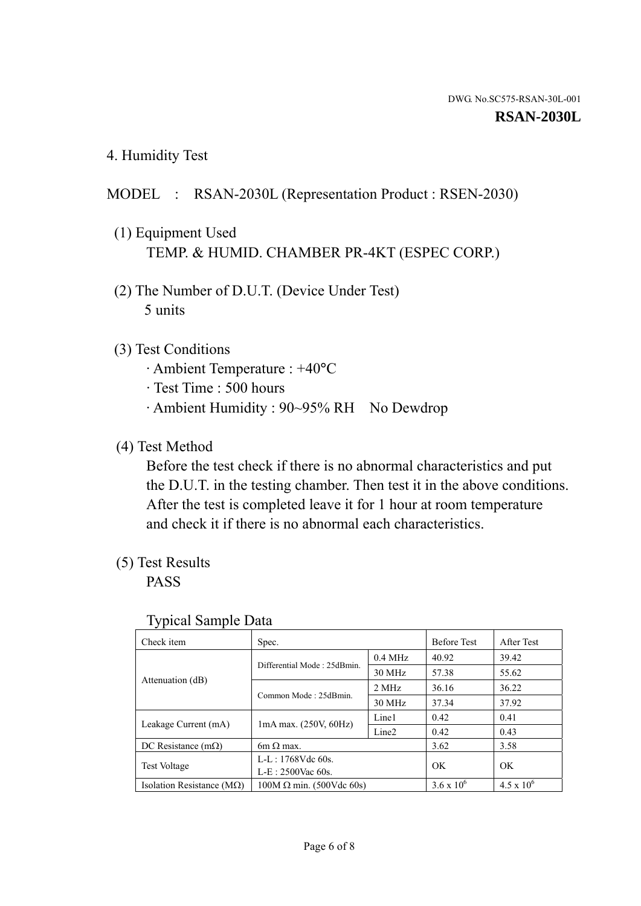DWG. No.SC575-RSAN-30L-001

**RSAN-2030L**

## 4. Humidity Test

MODEL : RSAN-2030L (Representation Product : RSEN-2030)

(1) Equipment Used
TEMP. & HUMID. CHAMBER PR-4KT (ESPEC CORP.)

(2) The Number of D.U.T. (Device Under Test)
5 units

(3) Test Conditions
· Ambient Temperature : +40°C
· Test Time : 500 hours
· Ambient Humidity : 90~95% RH No Dewdrop

(4) Test Method
Before the test check if there is no abnormal characteristics and put the D.U.T. in the testing chamber. Then test it in the above conditions. After the test is completed leave it for 1 hour at room temperature and check it if there is no abnormal each characteristics.

(5) Test Results
PASS

Typical Sample Data

| Check item | Spec. | | Before Test | After Test |
|---|---|---|---|---|
| Attenuation (dB) | Differential Mode : 25dBmin. | 0.4 MHz | 40.92 | 39.42 |
| | | 30 MHz | 57.38 | 55.62 |
| | Common Mode : 25dBmin. | 2 MHz | 36.16 | 36.22 |
| | | 30 MHz | 37.34 | 37.92 |
| Leakage Current (mA) | 1mA max. (250V, 60Hz) | Line1 | 0.42 | 0.41 |
| | | Line2 | 0.42 | 0.43 |
| DC Resistance (mΩ) | 6m Ω max. | | 3.62 | 3.58 |
| Test Voltage | L-L : 1768Vdc 60s.<br>L-E : 2500Vac 60s. | | OK | OK |
| Isolation Resistance (MΩ) | 100M Ω min. (500Vdc 60s) | | $3.6 \times 10^6$ | $4.5 \times 10^6$ |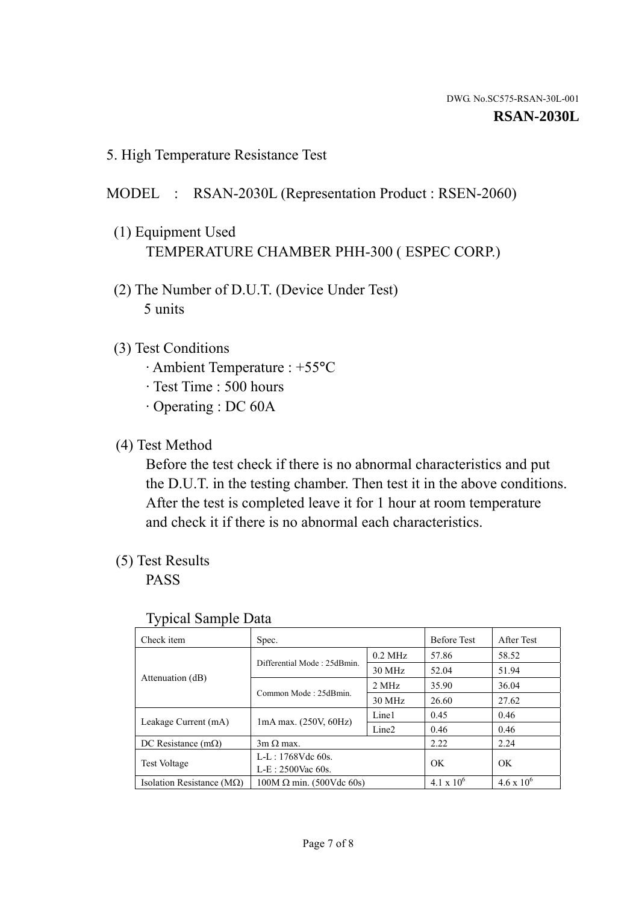DWG. No.SC575-RSAN-30L-001

**RSAN-2030L**

## 5. High Temperature Resistance Test

MODEL : RSAN-2030L (Representation Product : RSEN-2060)

(1) Equipment Used

TEMPERATURE CHAMBER PHH-300 ( ESPEC CORP.)

(2) The Number of D.U.T. (Device Under Test)

5 units

(3) Test Conditions

· Ambient Temperature : +55°C
· Test Time : 500 hours
· Operating : DC 60A

(4) Test Method

Before the test check if there is no abnormal characteristics and put the D.U.T. in the testing chamber. Then test it in the above conditions. After the test is completed leave it for 1 hour at room temperature and check it if there is no abnormal each characteristics.

(5) Test Results

PASS

Typical Sample Data

| Check item | Spec. | | Before Test | After Test |
|---|---|---|---|---|
| Attenuation (dB) | Differential Mode : 25dBmin. | 0.2 MHz | 57.86 | 58.52 |
| | | 30 MHz | 52.04 | 51.94 |
| | Common Mode : 25dBmin. | 2 MHz | 35.90 | 36.04 |
| | | 30 MHz | 26.60 | 27.62 |
| Leakage Current (mA) | 1mA max. (250V, 60Hz) | Line1 | 0.45 | 0.46 |
| | | Line2 | 0.46 | 0.46 |
| DC Resistance (mΩ) | 3m Ω max. | | 2.22 | 2.24 |
| Test Voltage | L-L : 1768Vdc 60s.<br>L-E : 2500Vac 60s. | | OK | OK |
| Isolation Resistance (MΩ) | 100M Ω min. (500Vdc 60s) | | $4.1 \times 10^6$ | $4.6 \times 10^6$ |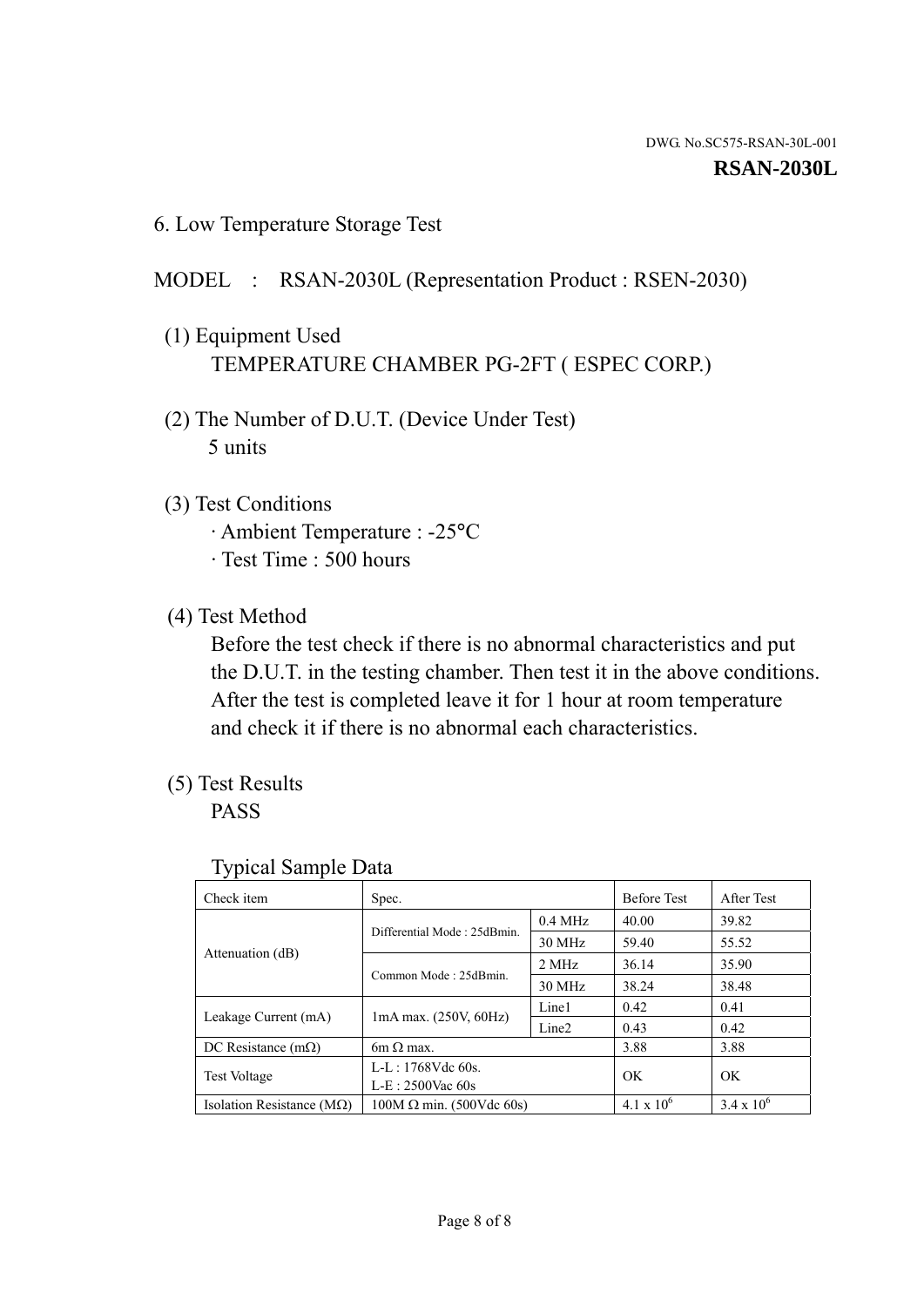DWG. No.SC575-RSAN-30L-001

**RSAN-2030L**

## 6. Low Temperature Storage Test

MODEL : RSAN-2030L (Representation Product : RSEN-2030)

(1) Equipment Used
TEMPERATURE CHAMBER PG-2FT ( ESPEC CORP.)

(2) The Number of D.U.T. (Device Under Test)
5 units

(3) Test Conditions
· Ambient Temperature : -25°C
· Test Time : 500 hours

(4) Test Method
Before the test check if there is no abnormal characteristics and put the D.U.T. in the testing chamber. Then test it in the above conditions. After the test is completed leave it for 1 hour at room temperature and check it if there is no abnormal each characteristics.

(5) Test Results
PASS

Typical Sample Data

| Check item | Spec. | | Before Test | After Test |
|---|---|---|---|---|
| Attenuation (dB) | Differential Mode : 25dBmin. | 0.4 MHz | 40.00 | 39.82 |
| | | 30 MHz | 59.40 | 55.52 |
| | Common Mode : 25dBmin. | 2 MHz | 36.14 | 35.90 |
| | | 30 MHz | 38.24 | 38.48 |
| Leakage Current (mA) | 1mA max. (250V, 60Hz) | Line1 | 0.42 | 0.41 |
| | | Line2 | 0.43 | 0.42 |
| DC Resistance (mΩ) | 6m Ω max. | | 3.88 | 3.88 |
| Test Voltage | L-L : 1768Vdc 60s.<br>L-E : 2500Vac 60s | | OK | OK |
| Isolation Resistance (MΩ) | 100M Ω min. (500Vdc 60s) | | $4.1 \times 10^6$ | $3.4 \times 10^6$ |